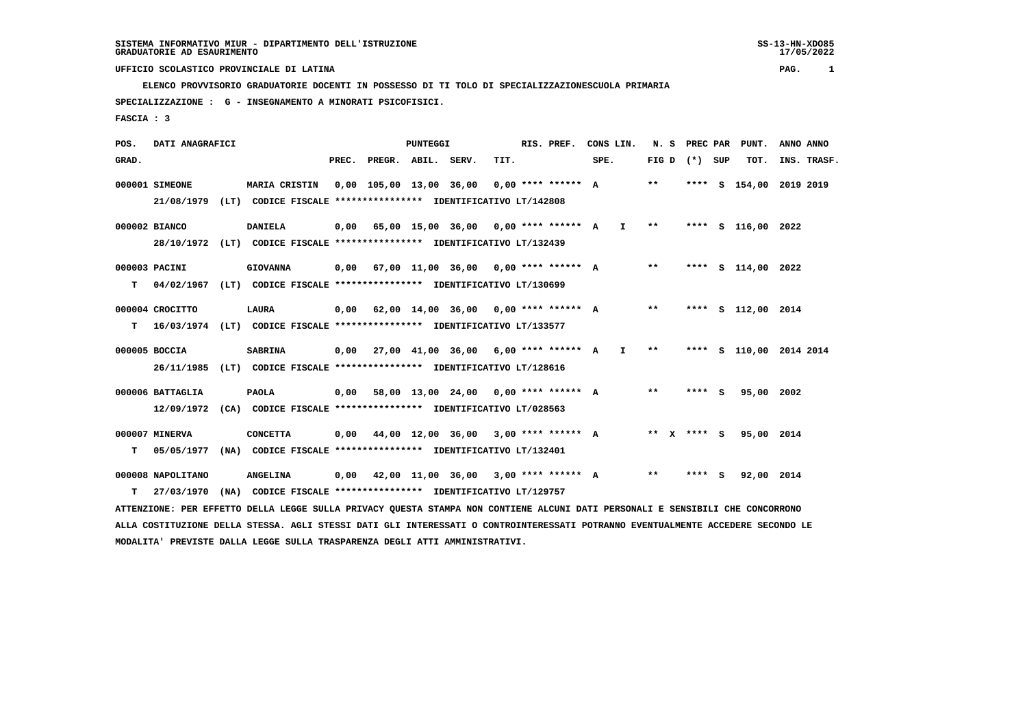SISTEMA INFORMATIVO MIUR - DIPARTIMENTO DELL'ISTRUZIONE
GRADUATORIE AD ESAURIMENTO

UFFICIO SCOLASTICO PROVINCIALE DI LATINA

ELENCO PROVVISORIO GRADUATORIE DOCENTI IN POSSESSO DI TI TOLO DI SPECIALIZZAZIONESCUOLA PRIMARIA

SPECIALIZZAZIONE : G - INSEGNAMENTO A MINORATI PSICOFISICI.

FASCIA : 3

| POS. GRAD. | DATI ANAGRAFICI | | PREC. | PREGR. | ABIL. | SERV. | TIT. | RIS. PREF. | CONS LIN. SPE. | N. S FIG D | PREC PAR (*) | SUP | PUNT. TOT. | ANNO INS. | ANNO TRASF. |
|---|---|---|---|---|---|---|---|---|---|---|---|---|---|---|---|
| 000001 | SIMEONE | MARIA CRISTIN | 0,00 | 105,00 | 13,00 | 36,00 | 0,00 | **** ****** A | | ** | **** | S | 154,00 | 2019 | 2019 |
| | 21/08/1979 (LT) CODICE FISCALE **************** IDENTIFICATIVO LT/142808 | | | | | | | | | | | | | | |
| 000002 | BIANCO | DANIELA | 0,00 | 65,00 | 15,00 | 36,00 | 0,00 | **** ****** A | I | ** | **** | S | 116,00 | 2022 | |
| | 28/10/1972 (LT) CODICE FISCALE **************** IDENTIFICATIVO LT/132439 | | | | | | | | | | | | | | |
| 000003 | PACINI | GIOVANNA | 0,00 | 67,00 | 11,00 | 36,00 | 0,00 | **** ****** A | | ** | **** | S | 114,00 | 2022 | |
| T | 04/02/1967 (LT) CODICE FISCALE **************** IDENTIFICATIVO LT/130699 | | | | | | | | | | | | | | |
| 000004 | CROCITTO | LAURA | 0,00 | 62,00 | 14,00 | 36,00 | 0,00 | **** ****** A | | ** | **** | S | 112,00 | 2014 | |
| T | 16/03/1974 (LT) CODICE FISCALE **************** IDENTIFICATIVO LT/133577 | | | | | | | | | | | | | | |
| 000005 | BOCCIA | SABRINA | 0,00 | 27,00 | 41,00 | 36,00 | 6,00 | **** ****** A | I | ** | **** | S | 110,00 | 2014 | 2014 |
| | 26/11/1985 (LT) CODICE FISCALE **************** IDENTIFICATIVO LT/128616 | | | | | | | | | | | | | | |
| 000006 | BATTAGLIA | PAOLA | 0,00 | 58,00 | 13,00 | 24,00 | 0,00 | **** ****** A | | ** | **** | S | 95,00 | 2002 | |
| | 12/09/1972 (CA) CODICE FISCALE **************** IDENTIFICATIVO LT/028563 | | | | | | | | | | | | | | |
| 000007 | MINERVA | CONCETTA | 0,00 | 44,00 | 12,00 | 36,00 | 3,00 | **** ****** A | | ** X | **** | S | 95,00 | 2014 | |
| T | 05/05/1977 (NA) CODICE FISCALE **************** IDENTIFICATIVO LT/132401 | | | | | | | | | | | | | | |
| 000008 | NAPOLITANO | ANGELINA | 0,00 | 42,00 | 11,00 | 36,00 | 3,00 | **** ****** A | | ** | **** | S | 92,00 | 2014 | |
| T | 27/03/1970 (NA) CODICE FISCALE **************** IDENTIFICATIVO LT/129757 | | | | | | | | | | | | | | |

ATTENZIONE: PER EFFETTO DELLA LEGGE SULLA PRIVACY QUESTA STAMPA NON CONTIENE ALCUNI DATI PERSONALI E SENSIBILI CHE CONCORRONO ALLA COSTITUZIONE DELLA STESSA. AGLI STESSI DATI GLI INTERESSATI O CONTROINTERESSATI POTRANNO EVENTUALMENTE ACCEDERE SECONDO LE MODALITA' PREVISTE DALLA LEGGE SULLA TRASPARENZA DEGLI ATTI AMMINISTRATIVI.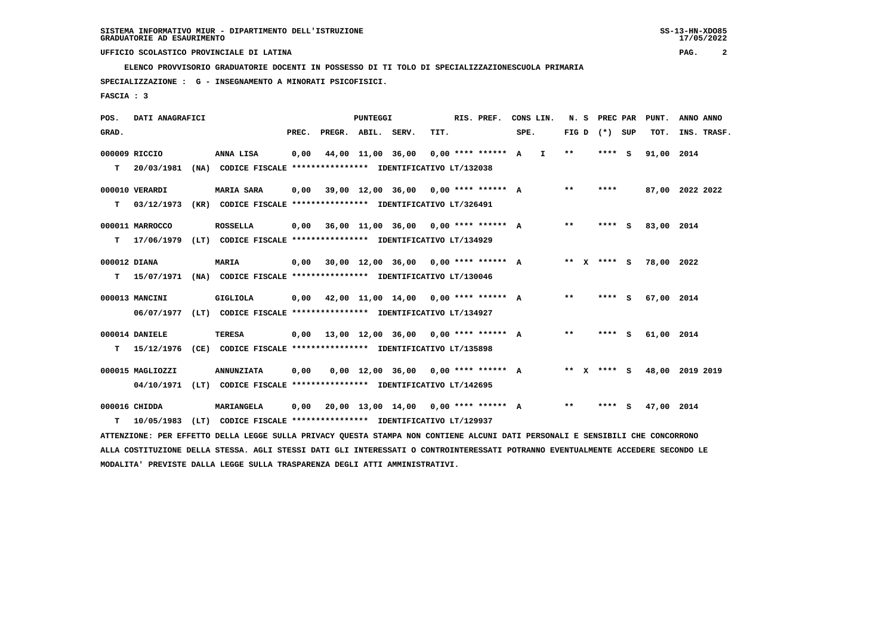SISTEMA INFORMATIVO MIUR - DIPARTIMENTO DELL'ISTRUZIONE
GRADUATORIE AD ESAURIMENTO

UFFICIO SCOLASTICO PROVINCIALE DI LATINA

ELENCO PROVVISORIO GRADUATORIE DOCENTI IN POSSESSO DI TI TOLO DI SPECIALIZZAZIONESCUOLA PRIMARIA

SPECIALIZZAZIONE : G - INSEGNAMENTO A MINORATI PSICOFISICI.

FASCIA : 3

| POS. GRAD. | DATI ANAGRAFICI | | PREC. | PREGR. | ABIL. | SERV. | TIT. | RIS. PREF. | CONS LIN. SPE. | | N. S FIG D | PREC PAR (*) SUP | | PUNT. TOT. | ANNO ANNO INS. TRASF. |
|---|---|---|---|---|---|---|---|---|---|---|---|---|---|---|---|
| 000009 | RICCIO | ANNA LISA | 0,00 | 44,00 | 11,00 | 36,00 | 0,00 | **** ****** | A | I | ** | **** | S | 91,00 | 2014 |
| T | 20/03/1981 (NA) | CODICE FISCALE **************** IDENTIFICATIVO LT/132038 | | | | | | | | | | | | | |
| 000010 | VERARDI | MARIA SARA | 0,00 | 39,00 | 12,00 | 36,00 | 0,00 | **** ****** | A | | ** | **** | | 87,00 | 2022 2022 |
| T | 03/12/1973 (KR) | CODICE FISCALE **************** IDENTIFICATIVO LT/326491 | | | | | | | | | | | | | |
| 000011 | MARROCCO | ROSSELLA | 0,00 | 36,00 | 11,00 | 36,00 | 0,00 | **** ****** | A | | ** | **** | S | 83,00 | 2014 |
| T | 17/06/1979 (LT) | CODICE FISCALE **************** IDENTIFICATIVO LT/134929 | | | | | | | | | | | | | |
| 000012 | DIANA | MARIA | 0,00 | 30,00 | 12,00 | 36,00 | 0,00 | **** ****** | A | | ** X | **** | S | 78,00 | 2022 |
| T | 15/07/1971 (NA) | CODICE FISCALE **************** IDENTIFICATIVO LT/130046 | | | | | | | | | | | | | |
| 000013 | MANCINI | GIGLIOLA | 0,00 | 42,00 | 11,00 | 14,00 | 0,00 | **** ****** | A | | ** | **** | S | 67,00 | 2014 |
| | 06/07/1977 (LT) | CODICE FISCALE **************** IDENTIFICATIVO LT/134927 | | | | | | | | | | | | | |
| 000014 | DANIELE | TERESA | 0,00 | 13,00 | 12,00 | 36,00 | 0,00 | **** ****** | A | | ** | **** | S | 61,00 | 2014 |
| T | 15/12/1976 (CE) | CODICE FISCALE **************** IDENTIFICATIVO LT/135898 | | | | | | | | | | | | | |
| 000015 | MAGLIOZZI | ANNUNZIATA | 0,00 | 0,00 | 12,00 | 36,00 | 0,00 | **** ****** | A | | ** X | **** | S | 48,00 | 2019 2019 |
| | 04/10/1971 (LT) | CODICE FISCALE **************** IDENTIFICATIVO LT/142695 | | | | | | | | | | | | | |
| 000016 | CHIDDA | MARIANGELA | 0,00 | 20,00 | 13,00 | 14,00 | 0,00 | **** ****** | A | | ** | **** | S | 47,00 | 2014 |
| T | 10/05/1983 (LT) | CODICE FISCALE **************** IDENTIFICATIVO LT/129937 | | | | | | | | | | | | | |

ATTENZIONE: PER EFFETTO DELLA LEGGE SULLA PRIVACY QUESTA STAMPA NON CONTIENE ALCUNI DATI PERSONALI E SENSIBILI CHE CONCORRONO ALLA COSTITUZIONE DELLA STESSA. AGLI STESSI DATI GLI INTERESSATI O CONTROINTERESSATI POTRANNO EVENTUALMENTE ACCEDERE SECONDO LE MODALITA' PREVISTE DALLA LEGGE SULLA TRASPARENZA DEGLI ATTI AMMINISTRATIVI.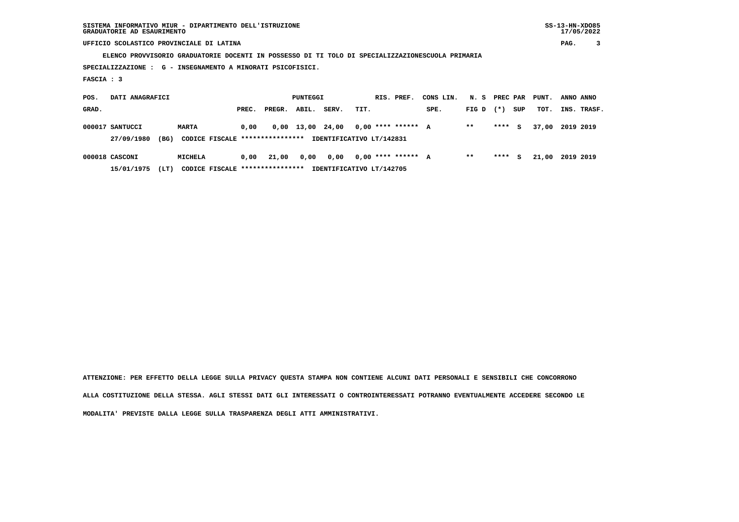SISTEMA INFORMATIVO MIUR - DIPARTIMENTO DELL'ISTRUZIONE
GRADUATORIE AD ESAURIMENTO

UFFICIO SCOLASTICO PROVINCIALE DI LATINA

ELENCO PROVVISORIO GRADUATORIE DOCENTI IN POSSESSO DI TI TOLO DI SPECIALIZZAZIONESCUOLA PRIMARIA

SPECIALIZZAZIONE : G - INSEGNAMENTO A MINORATI PSICOFISICI.

FASCIA : 3

| POS. GRAD. | DATI ANAGRAFICI | | PUNTEGGI PREC. | PREGR. | ABIL. | SERV. | TIT. | RIS. PREF. | CONS LIN. SPE. | N. S FIG D | PREC PAR (*) | SUP | PUNT. TOT. | ANNO INS. | ANNO TRASF. |
|---|---|---|---|---|---|---|---|---|---|---|---|---|---|---|---|
| 000017 | SANTUCCI | MARTA | 0,00 | 0,00 | 13,00 | 24,00 | 0,00 | **** ****** | A | ** | **** | S | 37,00 | 2019 | 2019 |
| | 27/09/1980 (BG) | CODICE FISCALE **************** | IDENTIFICATIVO LT/142831 | | | | | | | | | | | | |
| 000018 | CASCONI | MICHELA | 0,00 | 21,00 | 0,00 | 0,00 | 0,00 | **** ****** | A | ** | **** | S | 21,00 | 2019 | 2019 |
| | 15/01/1975 (LT) | CODICE FISCALE **************** | IDENTIFICATIVO LT/142705 | | | | | | | | | | | | |

ATTENZIONE: PER EFFETTO DELLA LEGGE SULLA PRIVACY QUESTA STAMPA NON CONTIENE ALCUNI DATI PERSONALI E SENSIBILI CHE CONCORRONO ALLA COSTITUZIONE DELLA STESSA. AGLI STESSI DATI GLI INTERESSATI O CONTROINTERESSATI POTRANNO EVENTUALMENTE ACCEDERE SECONDO LE MODALITA' PREVISTE DALLA LEGGE SULLA TRASPARENZA DEGLI ATTI AMMINISTRATIVI.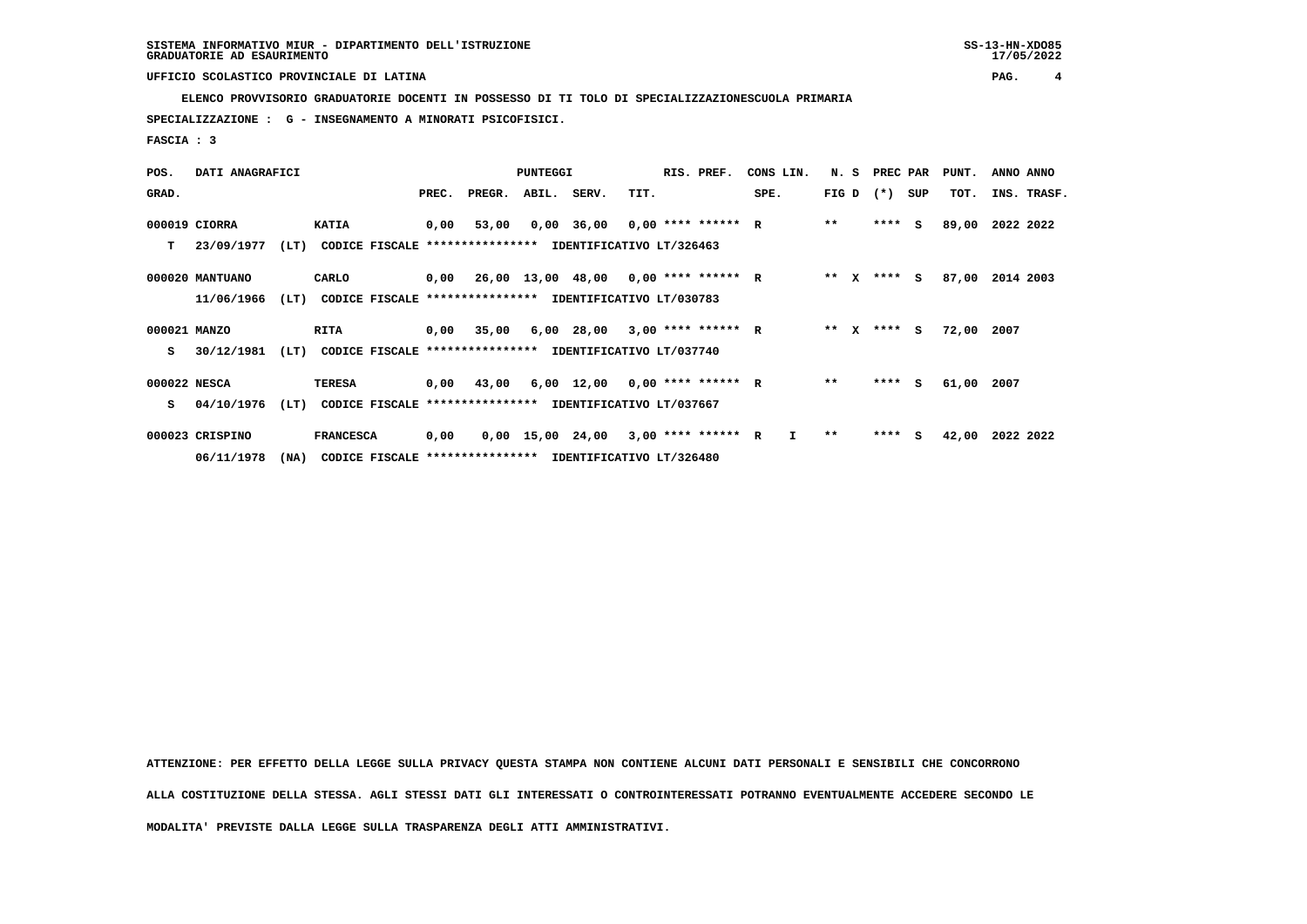SISTEMA INFORMATIVO MIUR - DIPARTIMENTO DELL'ISTRUZIONE
GRADUATORIE AD ESAURIMENTO

UFFICIO SCOLASTICO PROVINCIALE DI LATINA

**ELENCO PROVVISORIO GRADUATORIE DOCENTI IN POSSESSO DI TI TOLO DI SPECIALIZZAZIONESCUOLA PRIMARIA**

**SPECIALIZZAZIONE : G - INSEGNAMENTO A MINORATI PSICOFISICI.**

**FASCIA : 3**

| POS. GRAD. | DATI ANAGRAFICI | | | PREC. | PREGR. | ABIL. | SERV. | TIT. | RIS. PREF. | CONS LIN. SPE. | N. S FIG D | PREC PAR (*) SUP | PUNT. TOT. | ANNO INS. | ANNO TRASF. |
|---|---|---|---|---|---|---|---|---|---|---|---|---|---|---|---|
| 000019 | CIORRA | KATIA | | 0,00 | 53,00 | 0,00 | 36,00 | 0,00 | **** ****** R | | ** | **** S | 89,00 | 2022 | 2022 |
| T | 23/09/1977 (LT) | CODICE FISCALE **************** | IDENTIFICATIVO LT/326463 | | | | | | | | | | | | |
| 000020 | MANTUANO | CARLO | | 0,00 | 26,00 | 13,00 | 48,00 | 0,00 | **** ****** R | | ** X | **** S | 87,00 | 2014 | 2003 |
| | 11/06/1966 (LT) | CODICE FISCALE **************** | IDENTIFICATIVO LT/030783 | | | | | | | | | | | | |
| 000021 | MANZO | RITA | | 0,00 | 35,00 | 6,00 | 28,00 | 3,00 | **** ****** R | | ** X | **** S | 72,00 | 2007 | |
| S | 30/12/1981 (LT) | CODICE FISCALE **************** | IDENTIFICATIVO LT/037740 | | | | | | | | | | | | |
| 000022 | NESCA | TERESA | | 0,00 | 43,00 | 6,00 | 12,00 | 0,00 | **** ****** R | | ** | **** S | 61,00 | 2007 | |
| S | 04/10/1976 (LT) | CODICE FISCALE **************** | IDENTIFICATIVO LT/037667 | | | | | | | | | | | | |
| 000023 | CRISPINO | FRANCESCA | | 0,00 | 0,00 | 15,00 | 24,00 | 3,00 | **** ****** R | I | ** | **** S | 42,00 | 2022 | 2022 |
| | 06/11/1978 (NA) | CODICE FISCALE **************** | IDENTIFICATIVO LT/326480 | | | | | | | | | | | | |

ATTENZIONE: PER EFFETTO DELLA LEGGE SULLA PRIVACY QUESTA STAMPA NON CONTIENE ALCUNI DATI PERSONALI E SENSIBILI CHE CONCORRONO ALLA COSTITUZIONE DELLA STESSA. AGLI STESSI DATI GLI INTERESSATI O CONTROINTERESSATI POTRANNO EVENTUALMENTE ACCEDERE SECONDO LE MODALITA' PREVISTE DALLA LEGGE SULLA TRASPARENZA DEGLI ATTI AMMINISTRATIVI.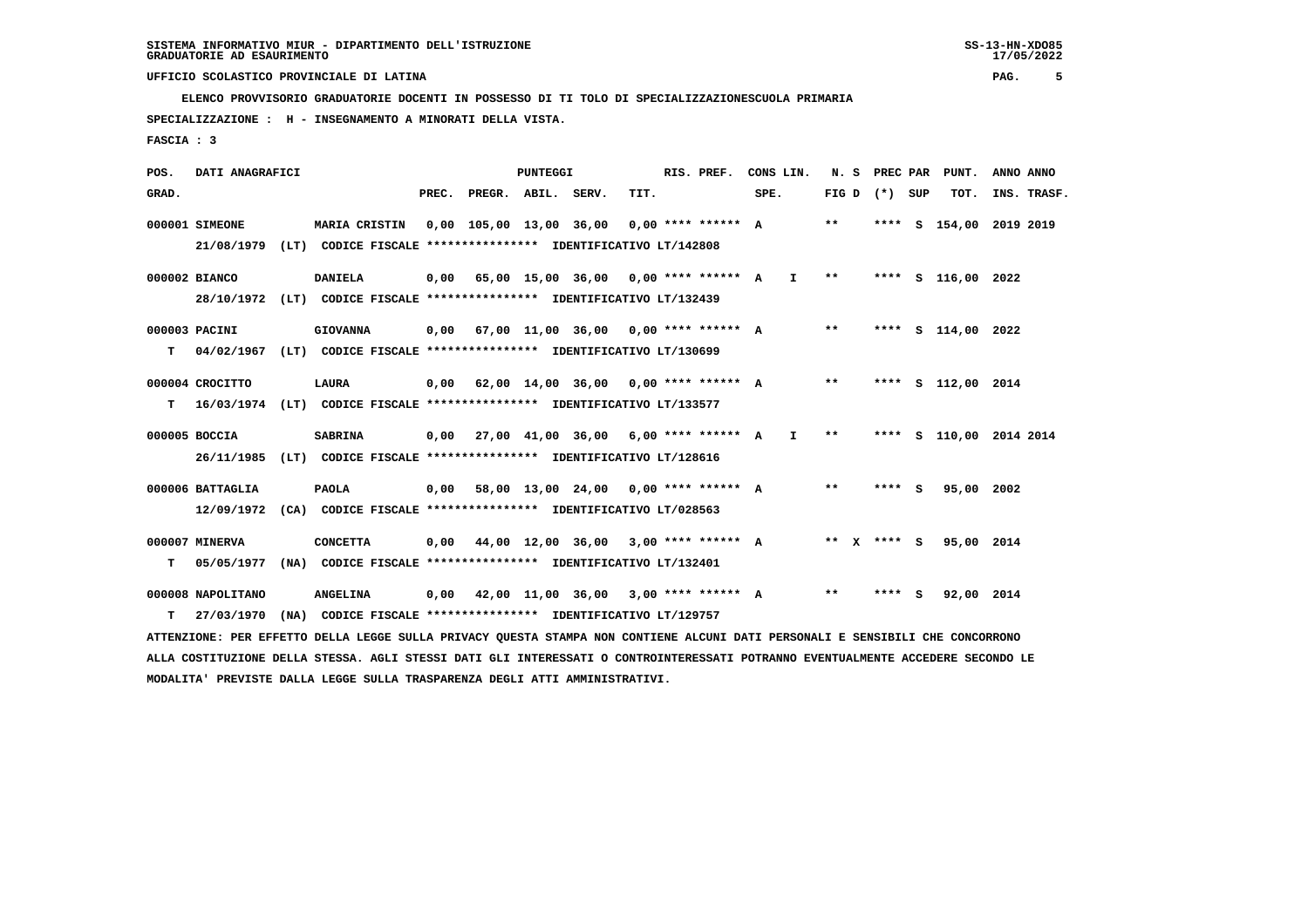SISTEMA INFORMATIVO MIUR - DIPARTIMENTO DELL'ISTRUZIONE
GRADUATORIE AD ESAURIMENTO

UFFICIO SCOLASTICO PROVINCIALE DI LATINA

ELENCO PROVVISORIO GRADUATORIE DOCENTI IN POSSESSO DI TI TOLO DI SPECIALIZZAZIONESCUOLA PRIMARIA

SPECIALIZZAZIONE : H - INSEGNAMENTO A MINORATI DELLA VISTA.

FASCIA : 3

| POS. GRAD. | DATI ANAGRAFICI | | PREC. | PREGR. | ABIL. | SERV. | TIT. | RIS. PREF. | CONS LIN. SPE. | N. S FIG D | PREC PAR (*) | SUP | PUNT. TOT. | ANNO INS. | ANNO TRASF. |
|---|---|---|---|---|---|---|---|---|---|---|---|---|---|---|---|
| 000001 | SIMEONE | MARIA CRISTIN | 0,00 | 105,00 | 13,00 | 36,00 | 0,00 | **** ****** A | | ** | **** | S | 154,00 | 2019 | 2019 |
| | 21/08/1979 (LT) CODICE FISCALE **************** IDENTIFICATIVO LT/142808 | | | | | | | | | | | | | | |
| 000002 | BIANCO | DANIELA | 0,00 | 65,00 | 15,00 | 36,00 | 0,00 | **** ****** A | I | ** | **** | S | 116,00 | 2022 | |
| | 28/10/1972 (LT) CODICE FISCALE **************** IDENTIFICATIVO LT/132439 | | | | | | | | | | | | | | |
| 000003 | PACINI | GIOVANNA | 0,00 | 67,00 | 11,00 | 36,00 | 0,00 | **** ****** A | | ** | **** | S | 114,00 | 2022 | |
| T | 04/02/1967 (LT) CODICE FISCALE **************** IDENTIFICATIVO LT/130699 | | | | | | | | | | | | | | |
| 000004 | CROCITTO | LAURA | 0,00 | 62,00 | 14,00 | 36,00 | 0,00 | **** ****** A | | ** | **** | S | 112,00 | 2014 | |
| T | 16/03/1974 (LT) CODICE FISCALE **************** IDENTIFICATIVO LT/133577 | | | | | | | | | | | | | | |
| 000005 | BOCCIA | SABRINA | 0,00 | 27,00 | 41,00 | 36,00 | 6,00 | **** ****** A | I | ** | **** | S | 110,00 | 2014 | 2014 |
| | 26/11/1985 (LT) CODICE FISCALE **************** IDENTIFICATIVO LT/128616 | | | | | | | | | | | | | | |
| 000006 | BATTAGLIA | PAOLA | 0,00 | 58,00 | 13,00 | 24,00 | 0,00 | **** ****** A | | ** | **** | S | 95,00 | 2002 | |
| | 12/09/1972 (CA) CODICE FISCALE **************** IDENTIFICATIVO LT/028563 | | | | | | | | | | | | | | |
| 000007 | MINERVA | CONCETTA | 0,00 | 44,00 | 12,00 | 36,00 | 3,00 | **** ****** A | | ** X | **** | S | 95,00 | 2014 | |
| T | 05/05/1977 (NA) CODICE FISCALE **************** IDENTIFICATIVO LT/132401 | | | | | | | | | | | | | | |
| 000008 | NAPOLITANO | ANGELINA | 0,00 | 42,00 | 11,00 | 36,00 | 3,00 | **** ****** A | | ** | **** | S | 92,00 | 2014 | |
| T | 27/03/1970 (NA) CODICE FISCALE **************** IDENTIFICATIVO LT/129757 | | | | | | | | | | | | | | |

ATTENZIONE: PER EFFETTO DELLA LEGGE SULLA PRIVACY QUESTA STAMPA NON CONTIENE ALCUNI DATI PERSONALI E SENSIBILI CHE CONCORRONO ALLA COSTITUZIONE DELLA STESSA. AGLI STESSI DATI GLI INTERESSATI O CONTROINTERESSATI POTRANNO EVENTUALMENTE ACCEDERE SECONDO LE MODALITA' PREVISTE DALLA LEGGE SULLA TRASPARENZA DEGLI ATTI AMMINISTRATIVI.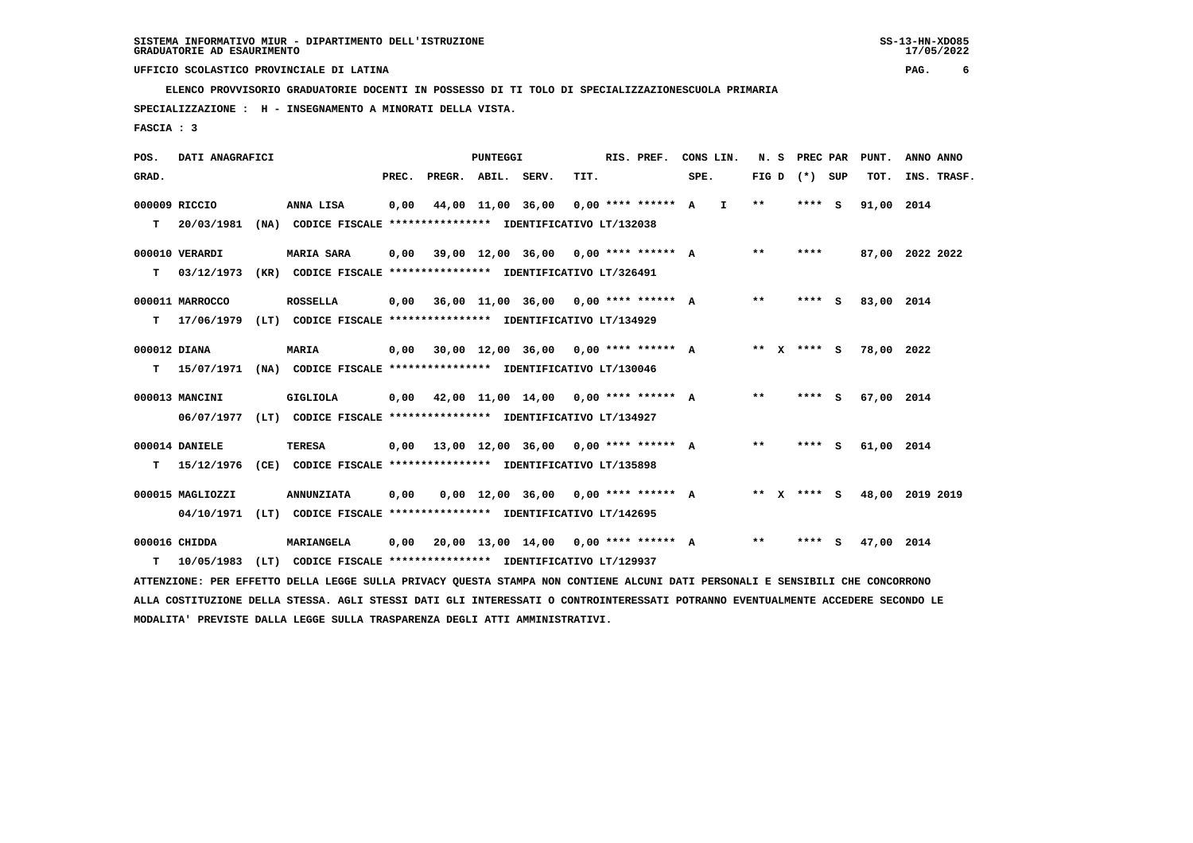SISTEMA INFORMATIVO MIUR - DIPARTIMENTO DELL'ISTRUZIONE
GRADUATORIE AD ESAURIMENTO

UFFICIO SCOLASTICO PROVINCIALE DI LATINA

**ELENCO PROVVISORIO GRADUATORIE DOCENTI IN POSSESSO DI TI TOLO DI SPECIALIZZAZIONESCUOLA PRIMARIA**

**SPECIALIZZAZIONE : H - INSEGNAMENTO A MINORATI DELLA VISTA.**

**FASCIA : 3**

| POS. GRAD. | DATI ANAGRAFICI | | PREC. | PREGR. | ABIL. | SERV. | TIT. | RIS. PREF. | CONS LIN. SPE. | | N. S FIG D | PREC PAR (*) SUP | | PUNT. TOT. | ANNO INS. | ANNO TRASF. |
|---|---|---|---|---|---|---|---|---|---|---|---|---|---|---|---|---|
| 000009 | RICCIO | ANNA LISA | 0,00 | 44,00 | 11,00 | 36,00 | 0,00 | **** ****** | A | I | ** | **** | S | 91,00 | 2014 | |
| T | 20/03/1981 (NA) | CODICE FISCALE **************** IDENTIFICATIVO LT/132038 | | | | | | | | | | | | | | |
| 000010 | VERARDI | MARIA SARA | 0,00 | 39,00 | 12,00 | 36,00 | 0,00 | **** ****** | A | | ** | **** | | 87,00 | 2022 | 2022 |
| T | 03/12/1973 (KR) | CODICE FISCALE **************** IDENTIFICATIVO LT/326491 | | | | | | | | | | | | | | |
| 000011 | MARROCCO | ROSSELLA | 0,00 | 36,00 | 11,00 | 36,00 | 0,00 | **** ****** | A | | ** | **** | S | 83,00 | 2014 | |
| T | 17/06/1979 (LT) | CODICE FISCALE **************** IDENTIFICATIVO LT/134929 | | | | | | | | | | | | | | |
| 000012 | DIANA | MARIA | 0,00 | 30,00 | 12,00 | 36,00 | 0,00 | **** ****** | A | | ** X | **** | S | 78,00 | 2022 | |
| T | 15/07/1971 (NA) | CODICE FISCALE **************** IDENTIFICATIVO LT/130046 | | | | | | | | | | | | | | |
| 000013 | MANCINI | GIGLIOLA | 0,00 | 42,00 | 11,00 | 14,00 | 0,00 | **** ****** | A | | ** | **** | S | 67,00 | 2014 | |
| | 06/07/1977 (LT) | CODICE FISCALE **************** IDENTIFICATIVO LT/134927 | | | | | | | | | | | | | | |
| 000014 | DANIELE | TERESA | 0,00 | 13,00 | 12,00 | 36,00 | 0,00 | **** ****** | A | | ** | **** | S | 61,00 | 2014 | |
| T | 15/12/1976 (CE) | CODICE FISCALE **************** IDENTIFICATIVO LT/135898 | | | | | | | | | | | | | | |
| 000015 | MAGLIOZZI | ANNUNZIATA | 0,00 | 0,00 | 12,00 | 36,00 | 0,00 | **** ****** | A | | ** X | **** | S | 48,00 | 2019 | 2019 |
| | 04/10/1971 (LT) | CODICE FISCALE **************** IDENTIFICATIVO LT/142695 | | | | | | | | | | | | | | |
| 000016 | CHIDDA | MARIANGELA | 0,00 | 20,00 | 13,00 | 14,00 | 0,00 | **** ****** | A | | ** | **** | S | 47,00 | 2014 | |
| T | 10/05/1983 (LT) | CODICE FISCALE **************** IDENTIFICATIVO LT/129937 | | | | | | | | | | | | | | |

ATTENZIONE: PER EFFETTO DELLA LEGGE SULLA PRIVACY QUESTA STAMPA NON CONTIENE ALCUNI DATI PERSONALI E SENSIBILI CHE CONCORRONO ALLA COSTITUZIONE DELLA STESSA. AGLI STESSI DATI GLI INTERESSATI O CONTROINTERESSATI POTRANNO EVENTUALMENTE ACCEDERE SECONDO LE MODALITA' PREVISTE DALLA LEGGE SULLA TRASPARENZA DEGLI ATTI AMMINISTRATIVI.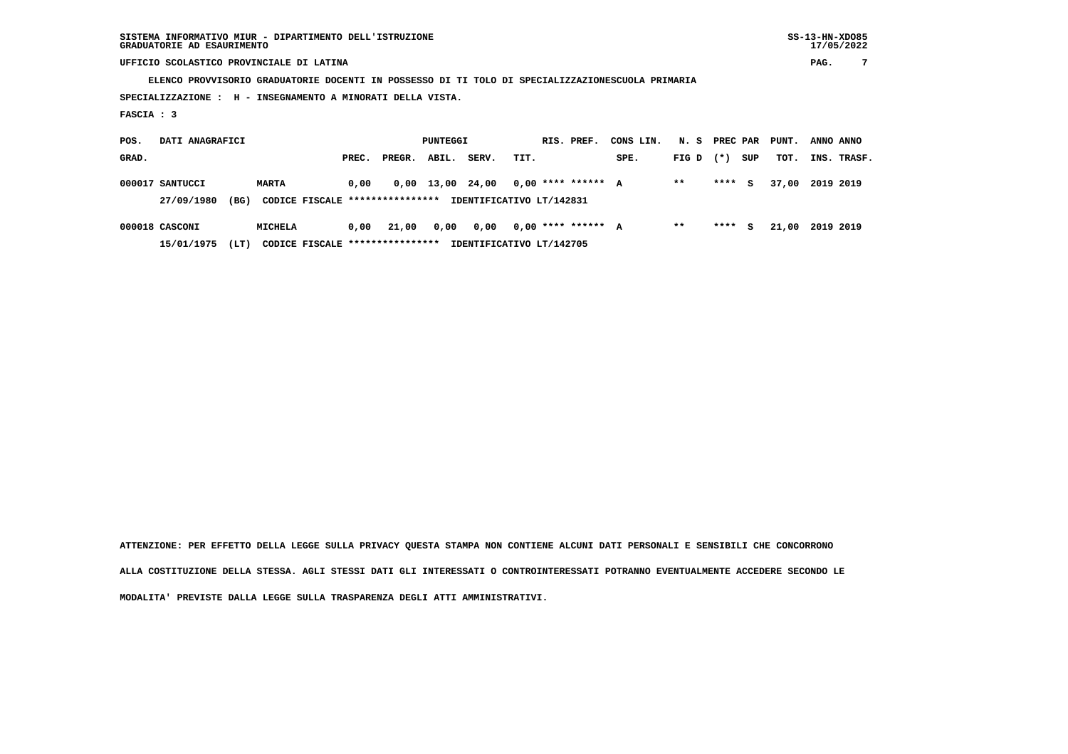SISTEMA INFORMATIVO MIUR - DIPARTIMENTO DELL'ISTRUZIONE
GRADUATORIE AD ESAURIMENTO

SS-13-HN-XDO85
17/05/2022

UFFICIO SCOLASTICO PROVINCIALE DI LATINA

**ELENCO PROVVISORIO GRADUATORIE DOCENTI IN POSSESSO DI TI TOLO DI SPECIALIZZAZIONESCUOLA PRIMARIA**

**SPECIALIZZAZIONE : H - INSEGNAMENTO A MINORATI DELLA VISTA.**

**FASCIA : 3**

| POS. GRAD. | DATI ANAGRAFICI | | PUNTEGGI PREC. | PREGR. | ABIL. | SERV. | TIT. | RIS. PREF. | CONS LIN. SPE. | N. S FIG D | PREC PAR (*) | SUP | PUNT. TOT. | ANNO INS. | ANNO TRASF. |
|---|---|---|---|---|---|---|---|---|---|---|---|---|---|---|---|
| 000017 | SANTUCCI | MARTA | 0,00 | 0,00 | 13,00 | 24,00 | 0,00 | **** ****** | A | ** | **** | S | 37,00 | 2019 | 2019 |
| | 27/09/1980 (BG) | CODICE FISCALE **************** | IDENTIFICATIVO LT/142831 | | | | | | | | | | | | |
| 000018 | CASCONI | MICHELA | 0,00 | 21,00 | 0,00 | 0,00 | 0,00 | **** ****** | A | ** | **** | S | 21,00 | 2019 | 2019 |
| | 15/01/1975 (LT) | CODICE FISCALE **************** | IDENTIFICATIVO LT/142705 | | | | | | | | | | | | |

ATTENZIONE: PER EFFETTO DELLA LEGGE SULLA PRIVACY QUESTA STAMPA NON CONTIENE ALCUNI DATI PERSONALI E SENSIBILI CHE CONCORRONO ALLA COSTITUZIONE DELLA STESSA. AGLI STESSI DATI GLI INTERESSATI O CONTROINTERESSATI POTRANNO EVENTUALMENTE ACCEDERE SECONDO LE MODALITA' PREVISTE DALLA LEGGE SULLA TRASPARENZA DEGLI ATTI AMMINISTRATIVI.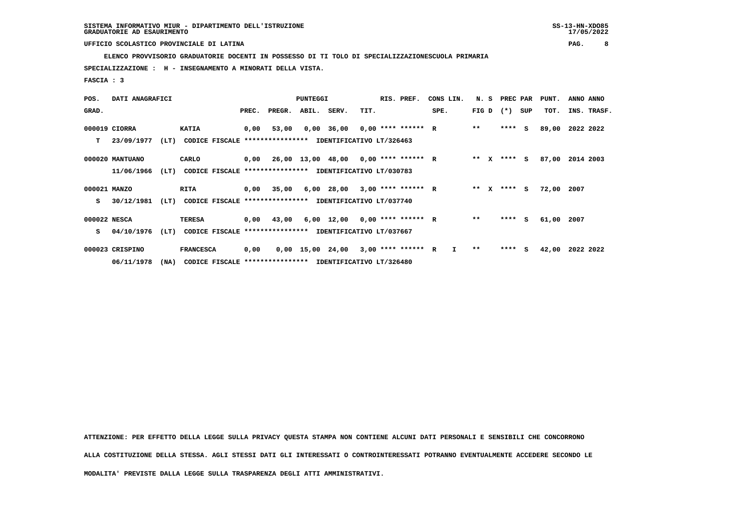SISTEMA INFORMATIVO MIUR - DIPARTIMENTO DELL'ISTRUZIONE
GRADUATORIE AD ESAURIMENTO

UFFICIO SCOLASTICO PROVINCIALE DI LATINA

ELENCO PROVVISORIO GRADUATORIE DOCENTI IN POSSESSO DI TI TOLO DI SPECIALIZZAZIONESCUOLA PRIMARIA

SPECIALIZZAZIONE : H - INSEGNAMENTO A MINORATI DELLA VISTA.

FASCIA : 3

| POS. GRAD. | DATI ANAGRAFICI | | PREC. | PREGR. | ABIL. | SERV. | TIT. | RIS. PREF. | CONS LIN. SPE. | N. S FIG D | PREC PAR (*) SUP | PUNT. TOT. | ANNO INS. | ANNO TRASF. |
|---|---|---|---|---|---|---|---|---|---|---|---|---|---|---|
| 000019 | CIORRA | KATIA | 0,00 | 53,00 | 0,00 | 36,00 | 0,00 | **** ****** R | | ** | **** S | 89,00 | 2022 | 2022 |
| T | 23/09/1977 (LT) | CODICE FISCALE **************** IDENTIFICATIVO LT/326463 | | | | | | | | | | | | |
| 000020 | MANTUANO | CARLO | 0,00 | 26,00 | 13,00 | 48,00 | 0,00 | **** ****** R | | ** X | **** S | 87,00 | 2014 | 2003 |
| | 11/06/1966 (LT) | CODICE FISCALE **************** IDENTIFICATIVO LT/030783 | | | | | | | | | | | | |
| 000021 | MANZO | RITA | 0,00 | 35,00 | 6,00 | 28,00 | 3,00 | **** ****** R | | ** X | **** S | 72,00 | 2007 | |
| S | 30/12/1981 (LT) | CODICE FISCALE **************** IDENTIFICATIVO LT/037740 | | | | | | | | | | | | |
| 000022 | NESCA | TERESA | 0,00 | 43,00 | 6,00 | 12,00 | 0,00 | **** ****** R | | ** | **** S | 61,00 | 2007 | |
| S | 04/10/1976 (LT) | CODICE FISCALE **************** IDENTIFICATIVO LT/037667 | | | | | | | | | | | | |
| 000023 | CRISPINO | FRANCESCA | 0,00 | 0,00 | 15,00 | 24,00 | 3,00 | **** ****** R | I | ** | **** S | 42,00 | 2022 | 2022 |
| | 06/11/1978 (NA) | CODICE FISCALE **************** IDENTIFICATIVO LT/326480 | | | | | | | | | | | | |

ATTENZIONE: PER EFFETTO DELLA LEGGE SULLA PRIVACY QUESTA STAMPA NON CONTIENE ALCUNI DATI PERSONALI E SENSIBILI CHE CONCORRONO ALLA COSTITUZIONE DELLA STESSA. AGLI STESSI DATI GLI INTERESSATI O CONTROINTERESSATI POTRANNO EVENTUALMENTE ACCEDERE SECONDO LE MODALITA' PREVISTE DALLA LEGGE SULLA TRASPARENZA DEGLI ATTI AMMINISTRATIVI.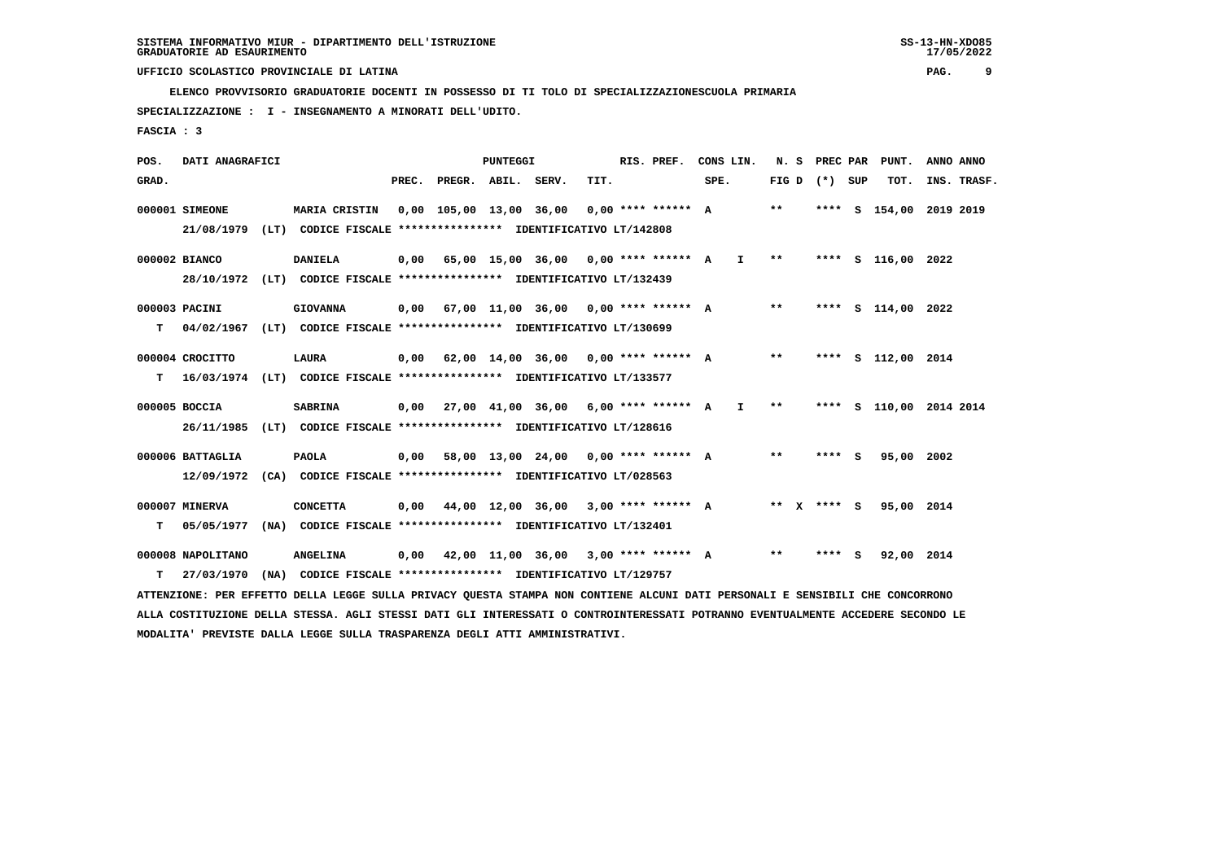SISTEMA INFORMATIVO MIUR - DIPARTIMENTO DELL'ISTRUZIONE
GRADUATORIE AD ESAURIMENTO

UFFICIO SCOLASTICO PROVINCIALE DI LATINA

ELENCO PROVVISORIO GRADUATORIE DOCENTI IN POSSESSO DI TI TOLO DI SPECIALIZZAZIONESCUOLA PRIMARIA

SPECIALIZZAZIONE : I - INSEGNAMENTO A MINORATI DELL'UDITO.

FASCIA : 3

| POS. GRAD. | DATI ANAGRAFICI | | PREC. | PREGR. | ABIL. | SERV. | TIT. | RIS. PREF. | CONS LIN. SPE. | | N. S FIG D | PREC PAR (*) | SUP | PUNT. TOT. | ANNO INS. | ANNO TRASF. |
|---|---|---|---|---|---|---|---|---|---|---|---|---|---|---|---|---|
| 000001 | SIMEONE | MARIA CRISTIN | 0,00 | 105,00 | 13,00 | 36,00 | 0,00 | **** ****** | A | | ** | **** | S | 154,00 | 2019 | 2019 |
| | 21/08/1979 (LT) CODICE FISCALE **************** IDENTIFICATIVO LT/142808 | | | | | | | | | | | | | | | |
| 000002 | BIANCO | DANIELA | 0,00 | 65,00 | 15,00 | 36,00 | 0,00 | **** ****** | A | I | ** | **** | S | 116,00 | 2022 | |
| | 28/10/1972 (LT) CODICE FISCALE **************** IDENTIFICATIVO LT/132439 | | | | | | | | | | | | | | | |
| 000003 | PACINI | GIOVANNA | 0,00 | 67,00 | 11,00 | 36,00 | 0,00 | **** ****** | A | | ** | **** | S | 114,00 | 2022 | |
| T | 04/02/1967 (LT) CODICE FISCALE **************** IDENTIFICATIVO LT/130699 | | | | | | | | | | | | | | | |
| 000004 | CROCITTO | LAURA | 0,00 | 62,00 | 14,00 | 36,00 | 0,00 | **** ****** | A | | ** | **** | S | 112,00 | 2014 | |
| T | 16/03/1974 (LT) CODICE FISCALE **************** IDENTIFICATIVO LT/133577 | | | | | | | | | | | | | | | |
| 000005 | BOCCIA | SABRINA | 0,00 | 27,00 | 41,00 | 36,00 | 6,00 | **** ****** | A | I | ** | **** | S | 110,00 | 2014 | 2014 |
| | 26/11/1985 (LT) CODICE FISCALE **************** IDENTIFICATIVO LT/128616 | | | | | | | | | | | | | | | |
| 000006 | BATTAGLIA | PAOLA | 0,00 | 58,00 | 13,00 | 24,00 | 0,00 | **** ****** | A | | ** | **** | S | 95,00 | 2002 | |
| | 12/09/1972 (CA) CODICE FISCALE **************** IDENTIFICATIVO LT/028563 | | | | | | | | | | | | | | | |
| 000007 | MINERVA | CONCETTA | 0,00 | 44,00 | 12,00 | 36,00 | 3,00 | **** ****** | A | | ** X | **** | S | 95,00 | 2014 | |
| T | 05/05/1977 (NA) CODICE FISCALE **************** IDENTIFICATIVO LT/132401 | | | | | | | | | | | | | | | |
| 000008 | NAPOLITANO | ANGELINA | 0,00 | 42,00 | 11,00 | 36,00 | 3,00 | **** ****** | A | | ** | **** | S | 92,00 | 2014 | |
| T | 27/03/1970 (NA) CODICE FISCALE **************** IDENTIFICATIVO LT/129757 | | | | | | | | | | | | | | | |

ATTENZIONE: PER EFFETTO DELLA LEGGE SULLA PRIVACY QUESTA STAMPA NON CONTIENE ALCUNI DATI PERSONALI E SENSIBILI CHE CONCORRONO ALLA COSTITUZIONE DELLA STESSA. AGLI STESSI DATI GLI INTERESSATI O CONTROINTERESSATI POTRANNO EVENTUALMENTE ACCEDERE SECONDO LE MODALITA' PREVISTE DALLA LEGGE SULLA TRASPARENZA DEGLI ATTI AMMINISTRATIVI.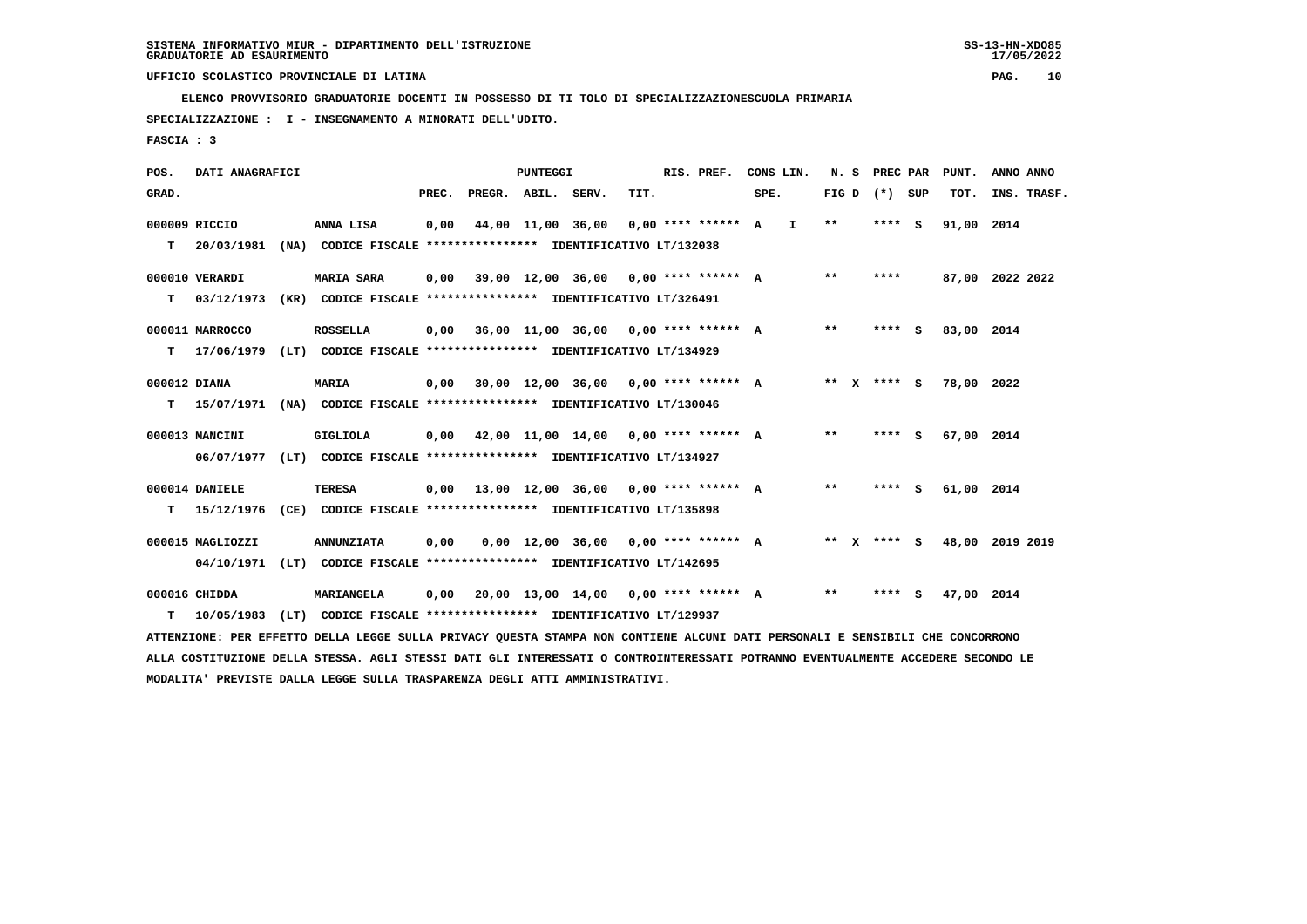SISTEMA INFORMATIVO MIUR - DIPARTIMENTO DELL'ISTRUZIONE
GRADUATORIE AD ESAURIMENTO

UFFICIO SCOLASTICO PROVINCIALE DI LATINA

ELENCO PROVVISORIO GRADUATORIE DOCENTI IN POSSESSO DI TI TOLO DI SPECIALIZZAZIONESCUOLA PRIMARIA

SPECIALIZZAZIONE : I - INSEGNAMENTO A MINORATI DELL'UDITO.

FASCIA : 3

| POS. GRAD. | DATI ANAGRAFICI | | PREC. | PREGR. | ABIL. | SERV. | TIT. | RIS. PREF. | CONS LIN. SPE. | | N. S FIG D | PREC PAR (*) | SUP | PUNT. TOT. | ANNO INS. | ANNO TRASF. |
|---|---|---|---|---|---|---|---|---|---|---|---|---|---|---|---|---|
| 000009 RICCIO | ANNA LISA | | 0,00 | 44,00 | 11,00 | 36,00 | 0,00 | **** ****** | A | I | ** | **** | S | 91,00 | 2014 | |
| T 20/03/1981 | (NA) CODICE FISCALE **************** | IDENTIFICATIVO LT/132038 | | | | | | | | | | | | | | |
| 000010 VERARDI | MARIA SARA | | 0,00 | 39,00 | 12,00 | 36,00 | 0,00 | **** ****** | A | | ** | **** | | 87,00 | 2022 | 2022 |
| T 03/12/1973 | (KR) CODICE FISCALE **************** | IDENTIFICATIVO LT/326491 | | | | | | | | | | | | | | |
| 000011 MARROCCO | ROSSELLA | | 0,00 | 36,00 | 11,00 | 36,00 | 0,00 | **** ****** | A | | ** | **** | S | 83,00 | 2014 | |
| T 17/06/1979 | (LT) CODICE FISCALE **************** | IDENTIFICATIVO LT/134929 | | | | | | | | | | | | | | |
| 000012 DIANA | MARIA | | 0,00 | 30,00 | 12,00 | 36,00 | 0,00 | **** ****** | A | | ** X | **** | S | 78,00 | 2022 | |
| T 15/07/1971 | (NA) CODICE FISCALE **************** | IDENTIFICATIVO LT/130046 | | | | | | | | | | | | | | |
| 000013 MANCINI | GIGLIOLA | | 0,00 | 42,00 | 11,00 | 14,00 | 0,00 | **** ****** | A | | ** | **** | S | 67,00 | 2014 | |
| 06/07/1977 | (LT) CODICE FISCALE **************** | IDENTIFICATIVO LT/134927 | | | | | | | | | | | | | | |
| 000014 DANIELE | TERESA | | 0,00 | 13,00 | 12,00 | 36,00 | 0,00 | **** ****** | A | | ** | **** | S | 61,00 | 2014 | |
| T 15/12/1976 | (CE) CODICE FISCALE **************** | IDENTIFICATIVO LT/135898 | | | | | | | | | | | | | | |
| 000015 MAGLIOZZI | ANNUNZIATA | | 0,00 | 0,00 | 12,00 | 36,00 | 0,00 | **** ****** | A | | ** X | **** | S | 48,00 | 2019 | 2019 |
| 04/10/1971 | (LT) CODICE FISCALE **************** | IDENTIFICATIVO LT/142695 | | | | | | | | | | | | | | |
| 000016 CHIDDA | MARIANGELA | | 0,00 | 20,00 | 13,00 | 14,00 | 0,00 | **** ****** | A | | ** | **** | S | 47,00 | 2014 | |
| T 10/05/1983 | (LT) CODICE FISCALE **************** | IDENTIFICATIVO LT/129937 | | | | | | | | | | | | | | |

ATTENZIONE: PER EFFETTO DELLA LEGGE SULLA PRIVACY QUESTA STAMPA NON CONTIENE ALCUNI DATI PERSONALI E SENSIBILI CHE CONCORRONO ALLA COSTITUZIONE DELLA STESSA. AGLI STESSI DATI GLI INTERESSATI O CONTROINTERESSATI POTRANNO EVENTUALMENTE ACCEDERE SECONDO LE MODALITA' PREVISTE DALLA LEGGE SULLA TRASPARENZA DEGLI ATTI AMMINISTRATIVI.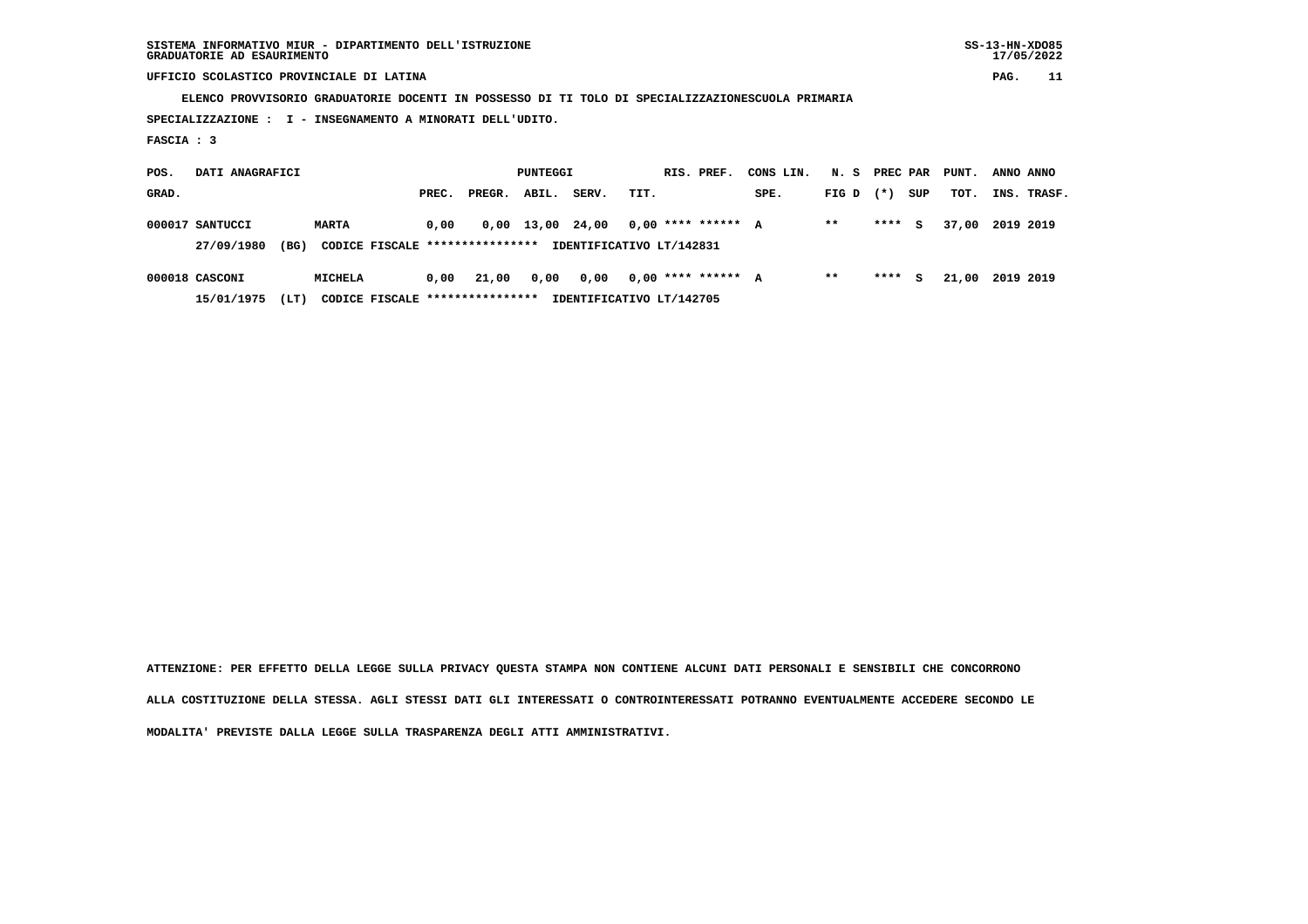SISTEMA INFORMATIVO MIUR - DIPARTIMENTO DELL'ISTRUZIONE
GRADUATORIE AD ESAURIMENTO

UFFICIO SCOLASTICO PROVINCIALE DI LATINA

ELENCO PROVVISORIO GRADUATORIE DOCENTI IN POSSESSO DI TI TOLO DI SPECIALIZZAZIONESCUOLA PRIMARIA

SPECIALIZZAZIONE : I - INSEGNAMENTO A MINORATI DELL'UDITO.

FASCIA : 3

| POS. GRAD. | DATI ANAGRAFICI | | PUNTEGGI PREC. | PREGR. | ABIL. | SERV. | TIT. | RIS. PREF. | CONS LIN. SPE. | N. S FIG D | PREC PAR (*) | SUP | PUNT. TOT. | ANNO INS. | ANNO TRASF. |
|---|---|---|---|---|---|---|---|---|---|---|---|---|---|---|---|
| 000017 | SANTUCCI | MARTA | 0,00 | 0,00 | 13,00 | 24,00 | 0,00 | **** ****** | A | ** | **** | S | 37,00 | 2019 | 2019 |
| | 27/09/1980 (BG) | CODICE FISCALE **************** IDENTIFICATIVO LT/142831 | | | | | | | | | | | | | |
| 000018 | CASCONI | MICHELA | 0,00 | 21,00 | 0,00 | 0,00 | 0,00 | **** ****** | A | ** | **** | S | 21,00 | 2019 | 2019 |
| | 15/01/1975 (LT) | CODICE FISCALE **************** IDENTIFICATIVO LT/142705 | | | | | | | | | | | | | |

ATTENZIONE: PER EFFETTO DELLA LEGGE SULLA PRIVACY QUESTA STAMPA NON CONTIENE ALCUNI DATI PERSONALI E SENSIBILI CHE CONCORRONO ALLA COSTITUZIONE DELLA STESSA. AGLI STESSI DATI GLI INTERESSATI O CONTROINTERESSATI POTRANNO EVENTUALMENTE ACCEDERE SECONDO LE MODALITA' PREVISTE DALLA LEGGE SULLA TRASPARENZA DEGLI ATTI AMMINISTRATIVI.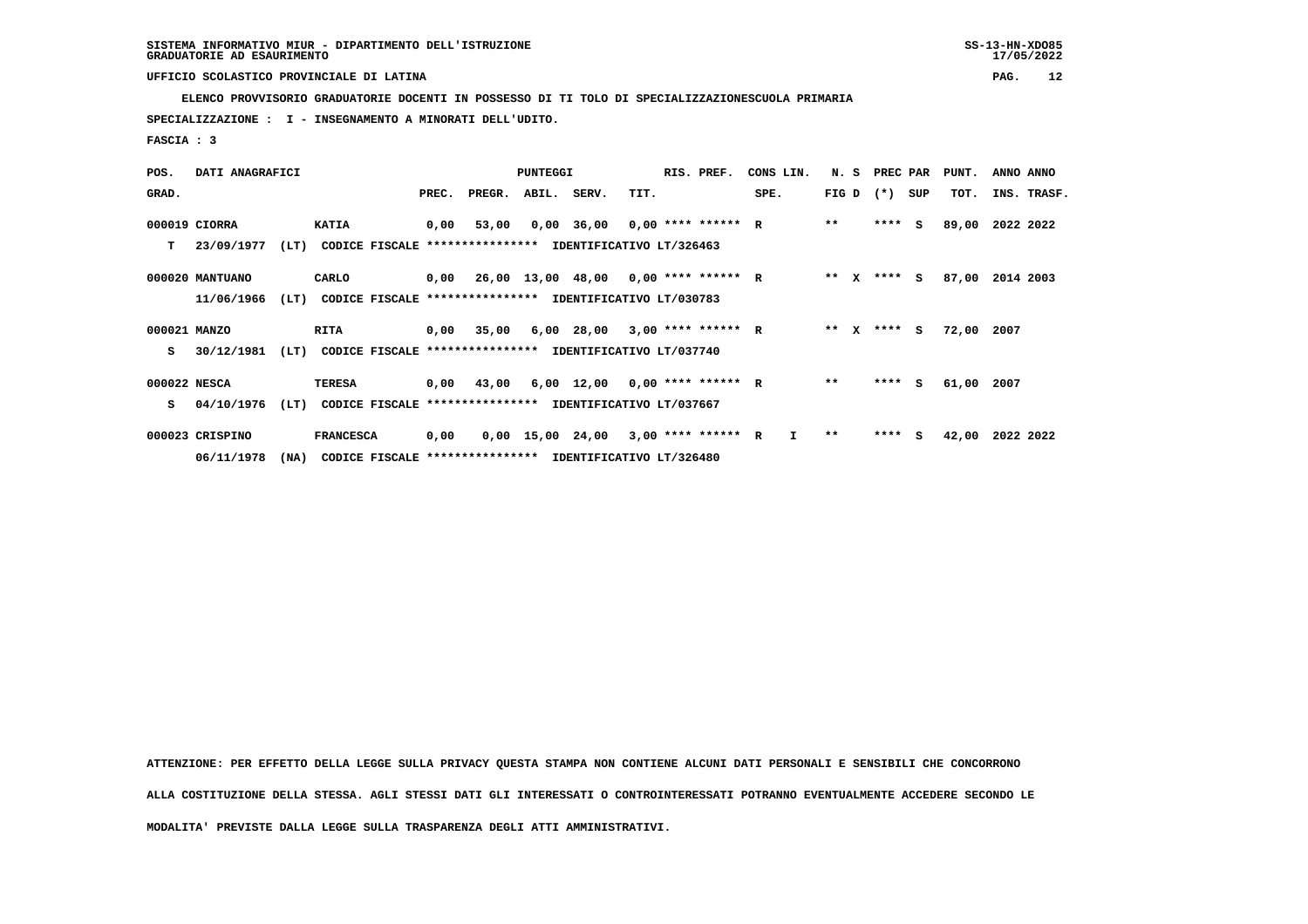SISTEMA INFORMATIVO MIUR - DIPARTIMENTO DELL'ISTRUZIONE
GRADUATORIE AD ESAURIMENTO

UFFICIO SCOLASTICO PROVINCIALE DI LATINA

**ELENCO PROVVISORIO GRADUATORIE DOCENTI IN POSSESSO DI TI TOLO DI SPECIALIZZAZIONESCUOLA PRIMARIA**

**SPECIALIZZAZIONE : I - INSEGNAMENTO A MINORATI DELL'UDITO.**

**FASCIA : 3**

| POS. GRAD. | DATI ANAGRAFICI | | PREC. | PREGR. | ABIL. | SERV. | TIT. | RIS. PREF. | CONS LIN. SPE. | N. S FIG D | PREC PAR (*) SUP | PUNT. TOT. | ANNO INS. | ANNO TRASF. |
|---|---|---|---|---|---|---|---|---|---|---|---|---|---|---|
| 000019 | CIORRA | KATIA | 0,00 | 53,00 | 0,00 | 36,00 | 0,00 | **** ****** R | | ** | **** S | 89,00 | 2022 | 2022 |
| T | 23/09/1977 (LT) | CODICE FISCALE **************** IDENTIFICATIVO LT/326463 | | | | | | | | | | | | |
| 000020 | MANTUANO | CARLO | 0,00 | 26,00 | 13,00 | 48,00 | 0,00 | **** ****** R | | ** X | **** S | 87,00 | 2014 | 2003 |
| | 11/06/1966 (LT) | CODICE FISCALE **************** IDENTIFICATIVO LT/030783 | | | | | | | | | | | | |
| 000021 | MANZO | RITA | 0,00 | 35,00 | 6,00 | 28,00 | 3,00 | **** ****** R | | ** X | **** S | 72,00 | 2007 | |
| S | 30/12/1981 (LT) | CODICE FISCALE **************** IDENTIFICATIVO LT/037740 | | | | | | | | | | | | |
| 000022 | NESCA | TERESA | 0,00 | 43,00 | 6,00 | 12,00 | 0,00 | **** ****** R | | ** | **** S | 61,00 | 2007 | |
| S | 04/10/1976 (LT) | CODICE FISCALE **************** IDENTIFICATIVO LT/037667 | | | | | | | | | | | | |
| 000023 | CRISPINO | FRANCESCA | 0,00 | 0,00 | 15,00 | 24,00 | 3,00 | **** ****** R | I | ** | **** S | 42,00 | 2022 | 2022 |
| | 06/11/1978 (NA) | CODICE FISCALE **************** IDENTIFICATIVO LT/326480 | | | | | | | | | | | | |

ATTENZIONE: PER EFFETTO DELLA LEGGE SULLA PRIVACY QUESTA STAMPA NON CONTIENE ALCUNI DATI PERSONALI E SENSIBILI CHE CONCORRONO ALLA COSTITUZIONE DELLA STESSA. AGLI STESSI DATI GLI INTERESSATI O CONTROINTERESSATI POTRANNO EVENTUALMENTE ACCEDERE SECONDO LE MODALITA' PREVISTE DALLA LEGGE SULLA TRASPARENZA DEGLI ATTI AMMINISTRATIVI.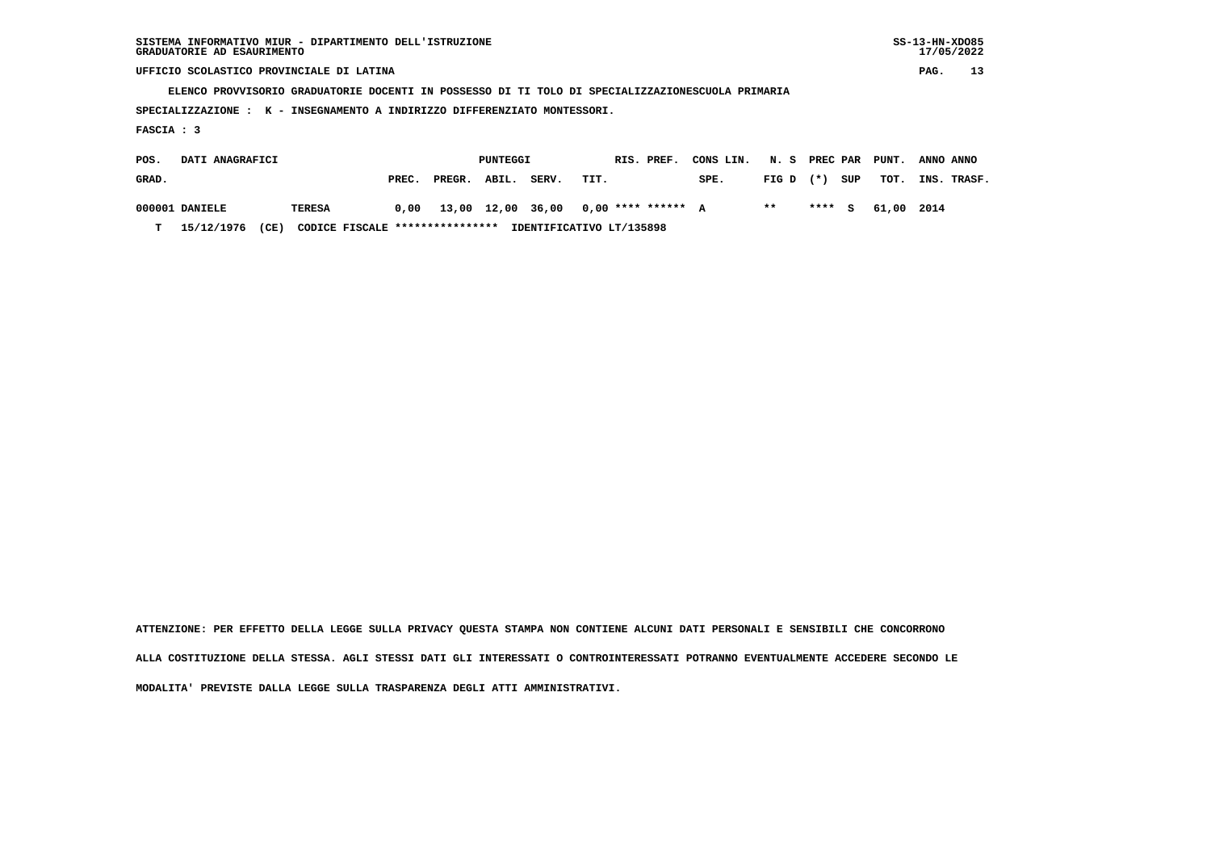SISTEMA INFORMATIVO MIUR - DIPARTIMENTO DELL'ISTRUZIONE
GRADUATORIE AD ESAURIMENTO

SS-13-HN-XDO85
17/05/2022

UFFICIO SCOLASTICO PROVINCIALE DI LATINA

ELENCO PROVVISORIO GRADUATORIE DOCENTI IN POSSESSO DI TI TOLO DI SPECIALIZZAZIONESCUOLA PRIMARIA

SPECIALIZZAZIONE : K - INSEGNAMENTO A INDIRIZZO DIFFERENZIATO MONTESSORI.

FASCIA : 3

| POS. GRAD. | DATI ANAGRAFICI | | PUNTEGGI PREC. | PREGR. | ABIL. | SERV. | TIT. | RIS. PREF. | CONS LIN. SPE. | N. S FIG D | PREC PAR (*) | SUP | PUNT. TOT. | ANNO INS. | ANNO TRASF. |
|---|---|---|---|---|---|---|---|---|---|---|---|---|---|---|---|
| 000001 | DANIELE | TERESA | 0,00 | 13,00 | 12,00 | 36,00 | 0,00 | **** ****** | A | ** | **** | S | 61,00 | 2014 | |

T 15/12/1976 (CE) CODICE FISCALE **************** IDENTIFICATIVO LT/135898

ATTENZIONE: PER EFFETTO DELLA LEGGE SULLA PRIVACY QUESTA STAMPA NON CONTIENE ALCUNI DATI PERSONALI E SENSIBILI CHE CONCORRONO ALLA COSTITUZIONE DELLA STESSA. AGLI STESSI DATI GLI INTERESSATI O CONTROINTERESSATI POTRANNO EVENTUALMENTE ACCEDERE SECONDO LE MODALITA' PREVISTE DALLA LEGGE SULLA TRASPARENZA DEGLI ATTI AMMINISTRATIVI.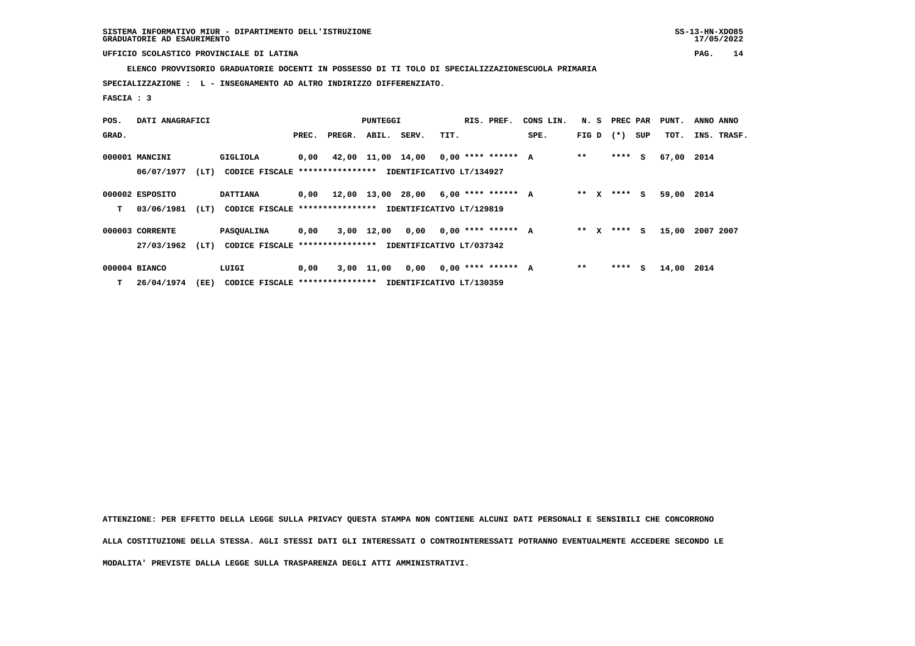SISTEMA INFORMATIVO MIUR - DIPARTIMENTO DELL'ISTRUZIONE
GRADUATORIE AD ESAURIMENTO

UFFICIO SCOLASTICO PROVINCIALE DI LATINA

**ELENCO PROVVISORIO GRADUATORIE DOCENTI IN POSSESSO DI TI TOLO DI SPECIALIZZAZIONESCUOLA PRIMARIA**

**SPECIALIZZAZIONE : L - INSEGNAMENTO AD ALTRO INDIRIZZO DIFFERENZIATO.**

**FASCIA : 3**

| POS. GRAD. | DATI ANAGRAFICI | | | PREC. | PREGR. | ABIL. | SERV. | TIT. | RIS. PREF. | CONS LIN. SPE. | N. S FIG D | PREC PAR (*) | SUP | PUNT. TOT. | ANNO INS. | ANNO TRASF. |
|---|---|---|---|---|---|---|---|---|---|---|---|---|---|---|---|---|
| 000001 | MANCINI | | GIGLIOLA | 0,00 | 42,00 | 11,00 | 14,00 | 0,00 | **** ****** | A | ** | **** | S | 67,00 | 2014 | |
| | 06/07/1977 | (LT) | CODICE FISCALE **************** IDENTIFICATIVO LT/134927 | | | | | | | | | | | | | |
| 000002 | ESPOSITO | | DATTIANA | 0,00 | 12,00 | 13,00 | 28,00 | 6,00 | **** ****** | A | ** X | **** | S | 59,00 | 2014 | |
| T | 03/06/1981 | (LT) | CODICE FISCALE **************** IDENTIFICATIVO LT/129819 | | | | | | | | | | | | | |
| 000003 | CORRENTE | | PASQUALINA | 0,00 | 3,00 | 12,00 | 0,00 | 0,00 | **** ****** | A | ** X | **** | S | 15,00 | 2007 | 2007 |
| | 27/03/1962 | (LT) | CODICE FISCALE **************** IDENTIFICATIVO LT/037342 | | | | | | | | | | | | | |
| 000004 | BIANCO | | LUIGI | 0,00 | 3,00 | 11,00 | 0,00 | 0,00 | **** ****** | A | ** | **** | S | 14,00 | 2014 | |
| T | 26/04/1974 | (EE) | CODICE FISCALE **************** IDENTIFICATIVO LT/130359 | | | | | | | | | | | | | |

ATTENZIONE: PER EFFETTO DELLA LEGGE SULLA PRIVACY QUESTA STAMPA NON CONTIENE ALCUNI DATI PERSONALI E SENSIBILI CHE CONCORRONO ALLA COSTITUZIONE DELLA STESSA. AGLI STESSI DATI GLI INTERESSATI O CONTROINTERESSATI POTRANNO EVENTUALMENTE ACCEDERE SECONDO LE MODALITA' PREVISTE DALLA LEGGE SULLA TRASPARENZA DEGLI ATTI AMMINISTRATIVI.